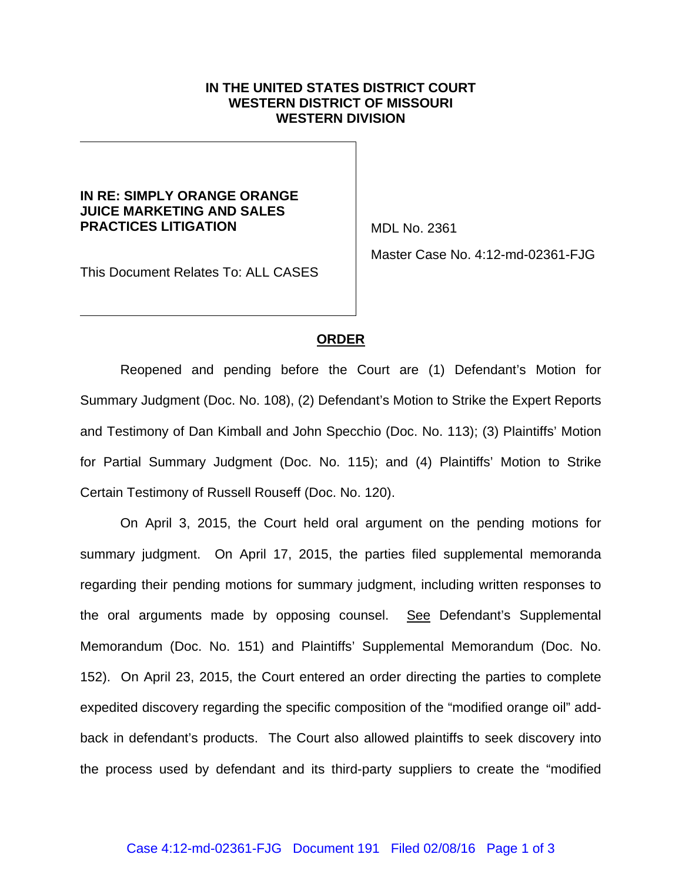**IN THE UNITED STATES DISTRICT COURT**
**WESTERN DISTRICT OF MISSOURI**
**WESTERN DIVISION**

| | |
|---|---|
| **IN RE: SIMPLY ORANGE ORANGE JUICE MARKETING AND SALES PRACTICES LITIGATION** | MDL No. 2361 |
| This Document Relates To: ALL CASES | Master Case No. 4:12-md-02361-FJG |

## ORDER

Reopened and pending before the Court are (1) Defendant's Motion for Summary Judgment (Doc. No. 108), (2) Defendant's Motion to Strike the Expert Reports and Testimony of Dan Kimball and John Specchio (Doc. No. 113); (3) Plaintiffs' Motion for Partial Summary Judgment (Doc. No. 115); and (4) Plaintiffs' Motion to Strike Certain Testimony of Russell Rouseff (Doc. No. 120).

On April 3, 2015, the Court held oral argument on the pending motions for summary judgment. On April 17, 2015, the parties filed supplemental memoranda regarding their pending motions for summary judgment, including written responses to the oral arguments made by opposing counsel. See Defendant's Supplemental Memorandum (Doc. No. 151) and Plaintiffs' Supplemental Memorandum (Doc. No. 152). On April 23, 2015, the Court entered an order directing the parties to complete expedited discovery regarding the specific composition of the "modified orange oil" add-back in defendant's products. The Court also allowed plaintiffs to seek discovery into the process used by defendant and its third-party suppliers to create the "modified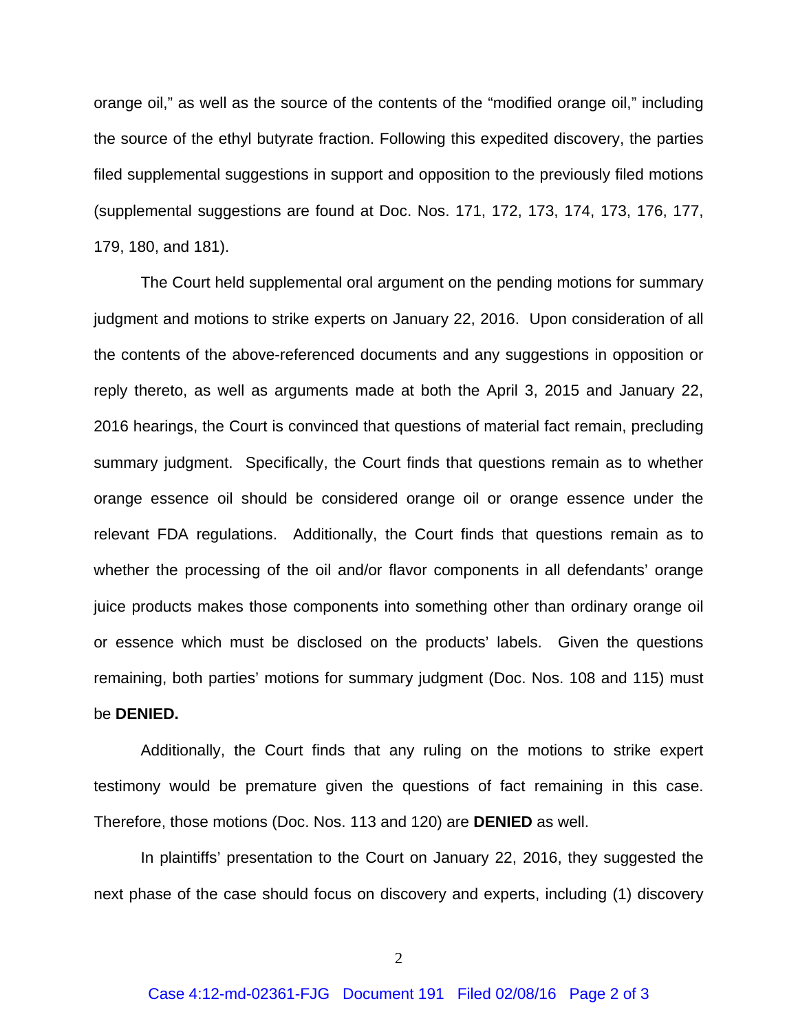orange oil," as well as the source of the contents of the "modified orange oil," including the source of the ethyl butyrate fraction. Following this expedited discovery, the parties filed supplemental suggestions in support and opposition to the previously filed motions (supplemental suggestions are found at Doc. Nos. 171, 172, 173, 174, 173, 176, 177, 179, 180, and 181).

The Court held supplemental oral argument on the pending motions for summary judgment and motions to strike experts on January 22, 2016. Upon consideration of all the contents of the above-referenced documents and any suggestions in opposition or reply thereto, as well as arguments made at both the April 3, 2015 and January 22, 2016 hearings, the Court is convinced that questions of material fact remain, precluding summary judgment. Specifically, the Court finds that questions remain as to whether orange essence oil should be considered orange oil or orange essence under the relevant FDA regulations. Additionally, the Court finds that questions remain as to whether the processing of the oil and/or flavor components in all defendants' orange juice products makes those components into something other than ordinary orange oil or essence which must be disclosed on the products' labels. Given the questions remaining, both parties' motions for summary judgment (Doc. Nos. 108 and 115) must be **DENIED.**

Additionally, the Court finds that any ruling on the motions to strike expert testimony would be premature given the questions of fact remaining in this case. Therefore, those motions (Doc. Nos. 113 and 120) are **DENIED** as well.

In plaintiffs' presentation to the Court on January 22, 2016, they suggested the next phase of the case should focus on discovery and experts, including (1) discovery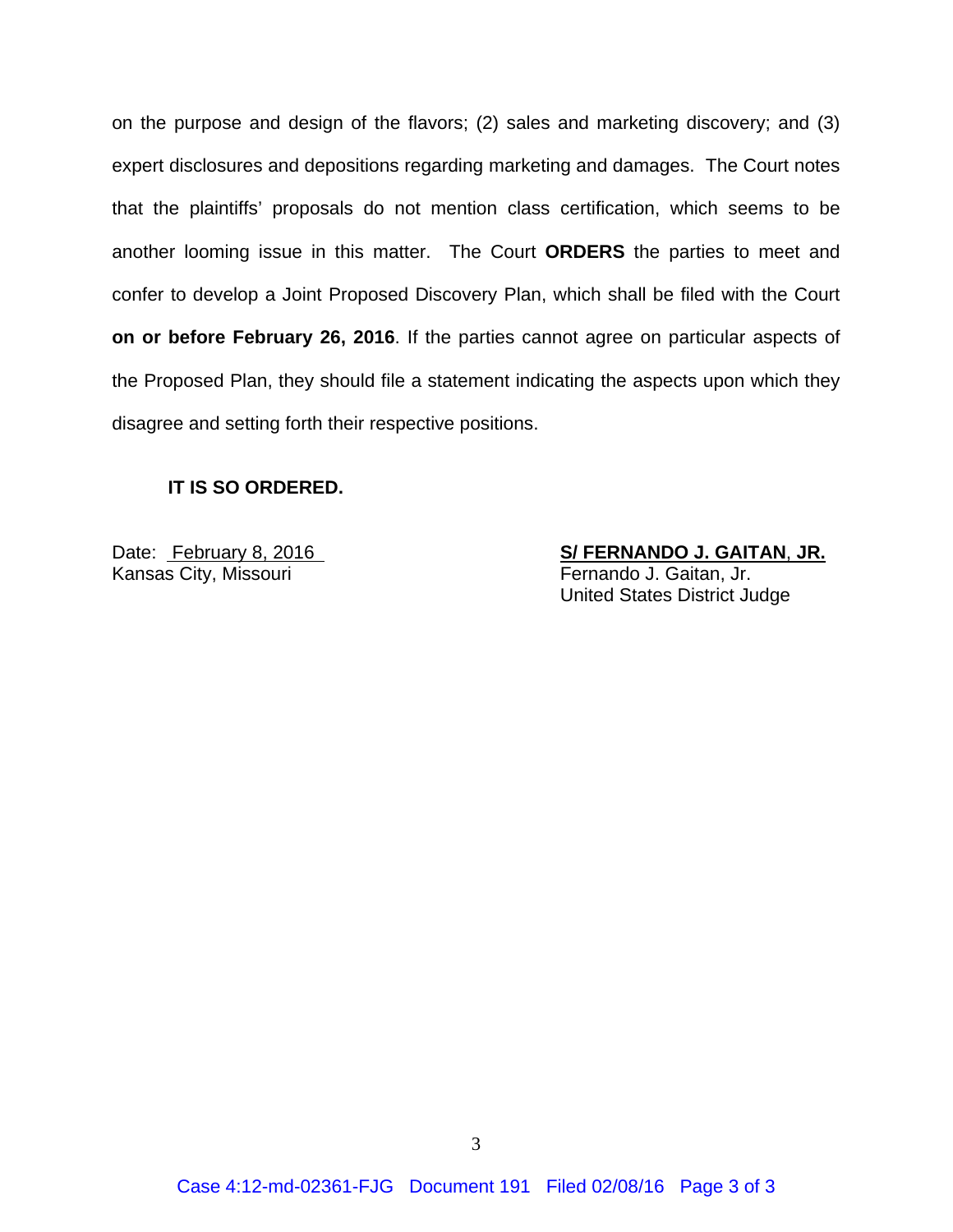on the purpose and design of the flavors; (2) sales and marketing discovery; and (3) expert disclosures and depositions regarding marketing and damages. The Court notes that the plaintiffs' proposals do not mention class certification, which seems to be another looming issue in this matter. The Court **ORDERS** the parties to meet and confer to develop a Joint Proposed Discovery Plan, which shall be filed with the Court **on or before February 26, 2016**. If the parties cannot agree on particular aspects of the Proposed Plan, they should file a statement indicating the aspects upon which they disagree and setting forth their respective positions.

**IT IS SO ORDERED.**

Date: February 8, 2016
Kansas City, Missouri

**S/ FERNANDO J. GAITAN, JR.**
Fernando J. Gaitan, Jr.
United States District Judge